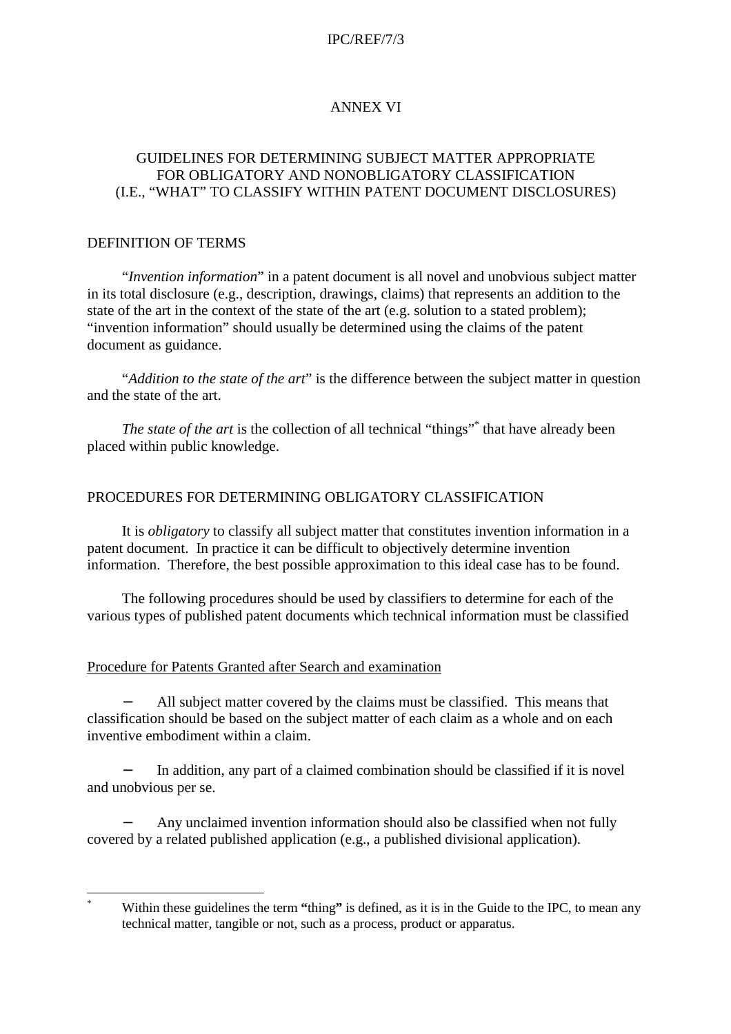# ANNEX VI

## GUIDELINES FOR DETERMINING SUBJECT MATTER APPROPRIATE FOR OBLIGATORY AND NONOBLIGATORY CLASSIFICATION (I.E., "WHAT" TO CLASSIFY WITHIN PATENT DOCUMENT DISCLOSURES)

### DEFINITION OF TERMS

"*Invention information*" in a patent document is all novel and unobvious subject matter in its total disclosure (e.g., description, drawings, claims) that represents an addition to the state of the art in the context of the state of the art (e.g. solution to a stated problem); "invention information" should usually be determined using the claims of the patent document as guidance.

"*Addition to the state of the art*" is the difference between the subject matter in question and the state of the art.

*The state of the art* is the collection of all technical "things"[*] that have already been placed within public knowledge.

### PROCEDURES FOR DETERMINING OBLIGATORY CLASSIFICATION

It is *obligatory* to classify all subject matter that constitutes invention information in a patent document. In practice it can be difficult to objectively determine invention information. Therefore, the best possible approximation to this ideal case has to be found.

The following procedures should be used by classifiers to determine for each of the various types of published patent documents which technical information must be classified

#### Procedure for Patents Granted after Search and examination

- All subject matter covered by the claims must be classified. This means that classification should be based on the subject matter of each claim as a whole and on each inventive embodiment within a claim.

- In addition, any part of a claimed combination should be classified if it is novel and unobvious per se.

- Any unclaimed invention information should also be classified when not fully covered by a related published application (e.g., a published divisional application).

---

[*] Within these guidelines the term **"**thing**"** is defined, as it is in the Guide to the IPC, to mean any technical matter, tangible or not, such as a process, product or apparatus.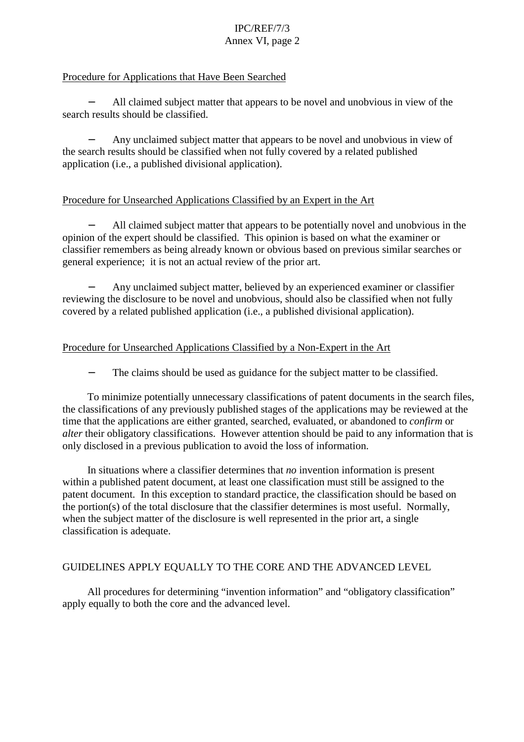Procedure for Applications that Have Been Searched

- All claimed subject matter that appears to be novel and unobvious in view of the search results should be classified.

- Any unclaimed subject matter that appears to be novel and unobvious in view of the search results should be classified when not fully covered by a related published application (i.e., a published divisional application).

Procedure for Unsearched Applications Classified by an Expert in the Art

- All claimed subject matter that appears to be potentially novel and unobvious in the opinion of the expert should be classified. This opinion is based on what the examiner or classifier remembers as being already known or obvious based on previous similar searches or general experience; it is not an actual review of the prior art.

- Any unclaimed subject matter, believed by an experienced examiner or classifier reviewing the disclosure to be novel and unobvious, should also be classified when not fully covered by a related published application (i.e., a published divisional application).

Procedure for Unsearched Applications Classified by a Non-Expert in the Art

- The claims should be used as guidance for the subject matter to be classified.

To minimize potentially unnecessary classifications of patent documents in the search files, the classifications of any previously published stages of the applications may be reviewed at the time that the applications are either granted, searched, evaluated, or abandoned to *confirm* or *alter* their obligatory classifications. However attention should be paid to any information that is only disclosed in a previous publication to avoid the loss of information.

In situations where a classifier determines that *no* invention information is present within a published patent document, at least one classification must still be assigned to the patent document. In this exception to standard practice, the classification should be based on the portion(s) of the total disclosure that the classifier determines is most useful. Normally, when the subject matter of the disclosure is well represented in the prior art, a single classification is adequate.

## GUIDELINES APPLY EQUALLY TO THE CORE AND THE ADVANCED LEVEL

All procedures for determining "invention information" and "obligatory classification" apply equally to both the core and the advanced level.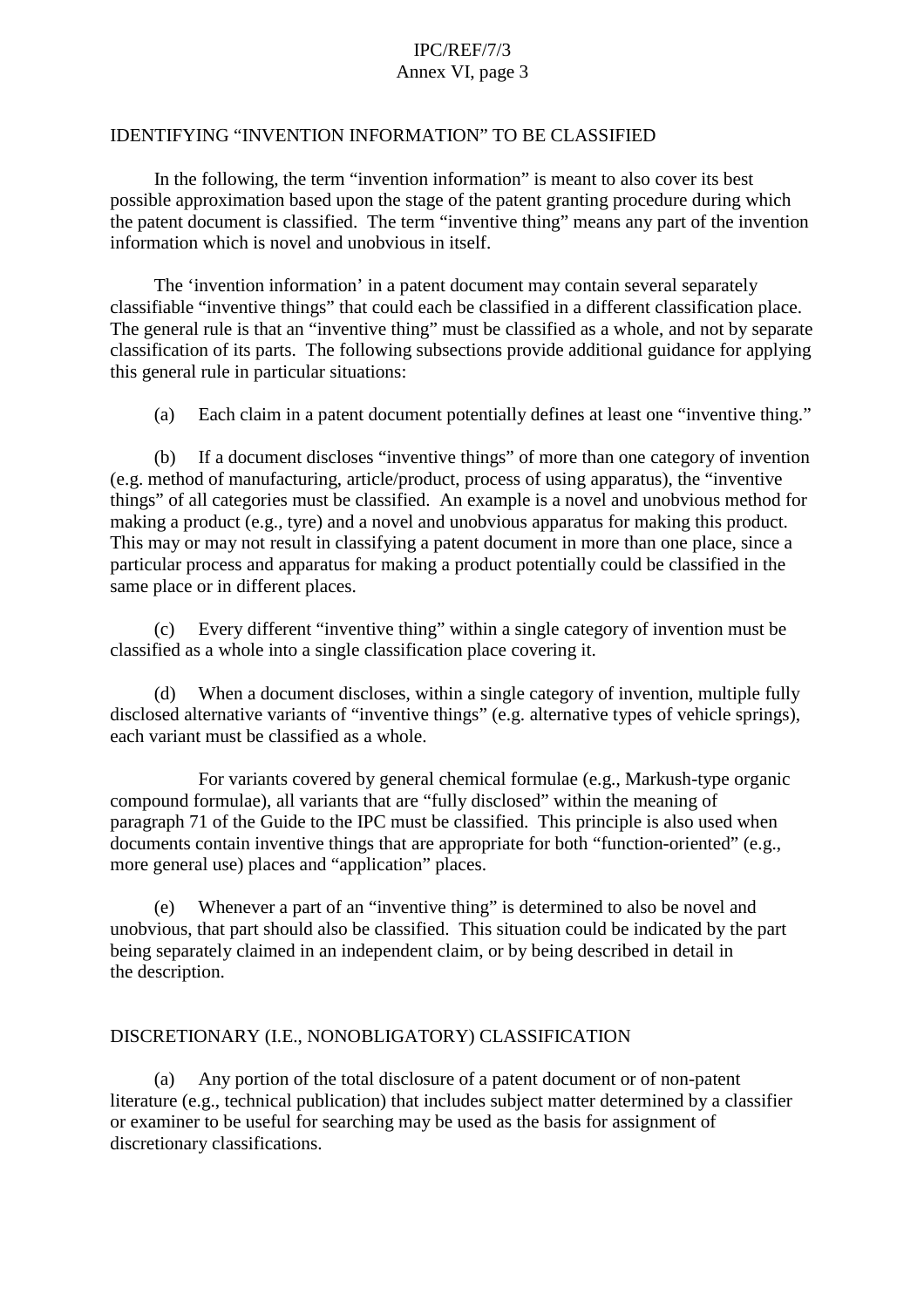## IDENTIFYING "INVENTION INFORMATION" TO BE CLASSIFIED

In the following, the term "invention information" is meant to also cover its best possible approximation based upon the stage of the patent granting procedure during which the patent document is classified. The term "inventive thing" means any part of the invention information which is novel and unobvious in itself.

The 'invention information' in a patent document may contain several separately classifiable "inventive things" that could each be classified in a different classification place. The general rule is that an "inventive thing" must be classified as a whole, and not by separate classification of its parts. The following subsections provide additional guidance for applying this general rule in particular situations:

(a) Each claim in a patent document potentially defines at least one "inventive thing."

(b) If a document discloses "inventive things" of more than one category of invention (e.g. method of manufacturing, article/product, process of using apparatus), the "inventive things" of all categories must be classified. An example is a novel and unobvious method for making a product (e.g., tyre) and a novel and unobvious apparatus for making this product. This may or may not result in classifying a patent document in more than one place, since a particular process and apparatus for making a product potentially could be classified in the same place or in different places.

(c) Every different "inventive thing" within a single category of invention must be classified as a whole into a single classification place covering it.

(d) When a document discloses, within a single category of invention, multiple fully disclosed alternative variants of "inventive things" (e.g. alternative types of vehicle springs), each variant must be classified as a whole.

For variants covered by general chemical formulae (e.g., Markush-type organic compound formulae), all variants that are "fully disclosed" within the meaning of paragraph 71 of the Guide to the IPC must be classified. This principle is also used when documents contain inventive things that are appropriate for both "function-oriented" (e.g., more general use) places and "application" places.

(e) Whenever a part of an "inventive thing" is determined to also be novel and unobvious, that part should also be classified. This situation could be indicated by the part being separately claimed in an independent claim, or by being described in detail in the description.

## DISCRETIONARY (I.E., NONOBLIGATORY) CLASSIFICATION

(a) Any portion of the total disclosure of a patent document or of non-patent literature (e.g., technical publication) that includes subject matter determined by a classifier or examiner to be useful for searching may be used as the basis for assignment of discretionary classifications.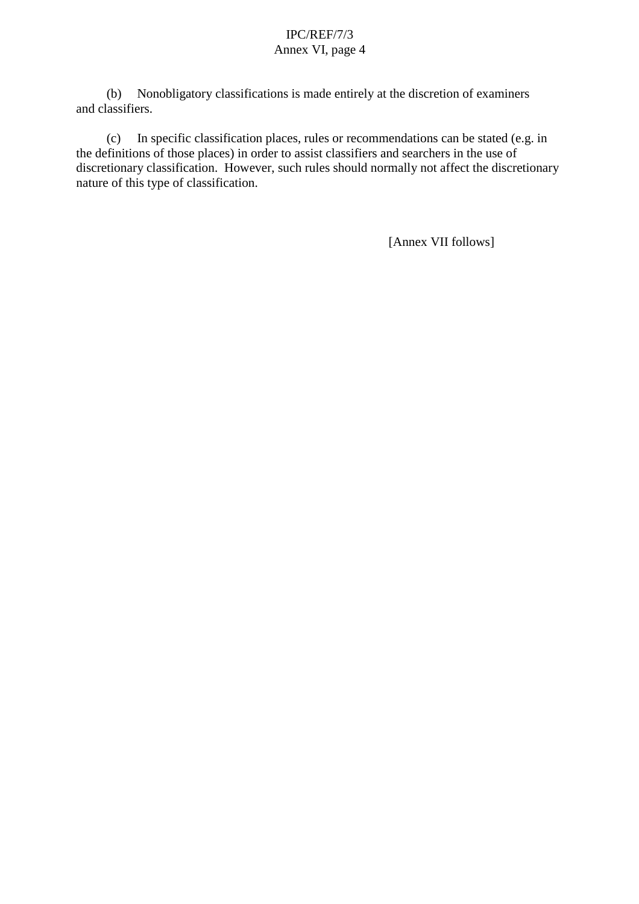(b) Nonobligatory classifications is made entirely at the discretion of examiners and classifiers.

(c) In specific classification places, rules or recommendations can be stated (e.g. in the definitions of those places) in order to assist classifiers and searchers in the use of discretionary classification. However, such rules should normally not affect the discretionary nature of this type of classification.

[Annex VII follows]